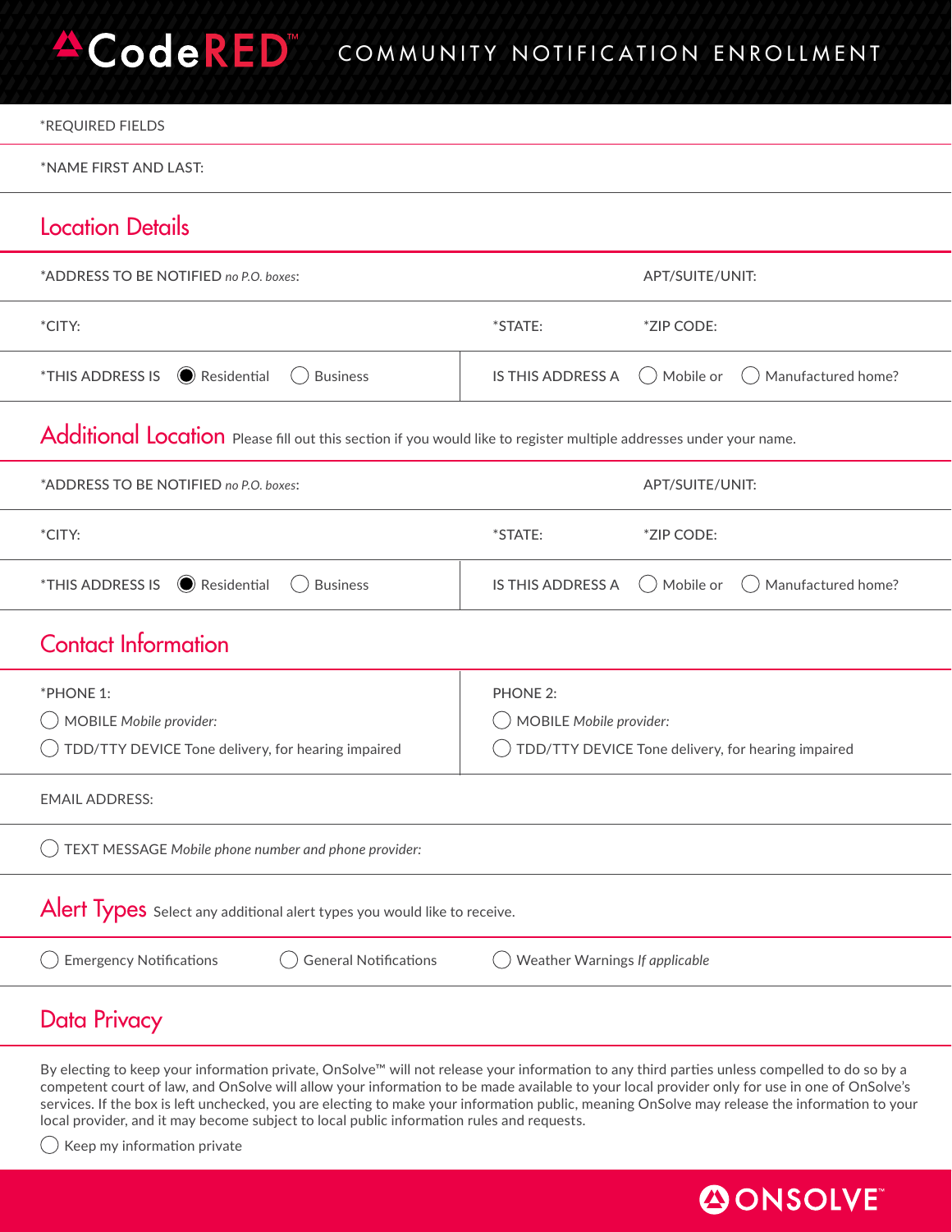# CodeRED™ COMMUNITY NOTIFICATION ENROLLMENT

*REQUIRED FIELDS

*NAME FIRST AND LAST:

## Location Details

| *ADDRESS TO BE NOTIFIED *no P.O. boxes*: | | APT/SUITE/UNIT: |
|---|---|---|
| *CITY: | *STATE: | *ZIP CODE: |
| *THIS ADDRESS IS ◉ Residential ◯ Business | IS THIS ADDRESS A ◯ Mobile or ◯ Manufactured home? | |

## Additional Location

Please fill out this section if you would like to register multiple addresses under your name.

| *ADDRESS TO BE NOTIFIED *no P.O. boxes*: | | APT/SUITE/UNIT: |
|---|---|---|
| *CITY: | *STATE: | *ZIP CODE: |
| *THIS ADDRESS IS ◉ Residential ◯ Business | IS THIS ADDRESS A ◯ Mobile or ◯ Manufactured home? | |

## Contact Information

| *PHONE 1: | PHONE 2: |
|---|---|
| ◯ MOBILE *Mobile provider:* | ◯ MOBILE *Mobile provider:* |
| ◯ TDD/TTY DEVICE Tone delivery, for hearing impaired | ◯ TDD/TTY DEVICE Tone delivery, for hearing impaired |

EMAIL ADDRESS:

◯ TEXT MESSAGE *Mobile phone number and phone provider:*

## Alert Types

Select any additional alert types you would like to receive.

◯ Emergency Notifications ◯ General Notifications ◯ Weather Warnings *If applicable*

## Data Privacy

By electing to keep your information private, OnSolve™ will not release your information to any third parties unless compelled to do so by a competent court of law, and OnSolve will allow your information to be made available to your local provider only for use in one of OnSolve's services. If the box is left unchecked, you are electing to make your information public, meaning OnSolve may release the information to your local provider, and it may become subject to local public information rules and requests.

◯ Keep my information private

ONSOLVE™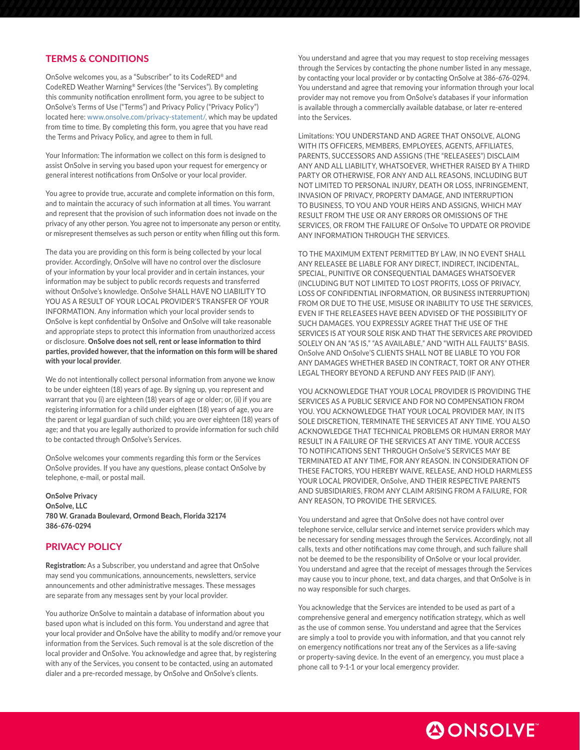## TERMS & CONDITIONS

OnSolve welcomes you, as a "Subscriber" to its CodeRED® and CodeRED Weather Warning® Services (the "Services"). By completing this community notification enrollment form, you agree to be subject to OnSolve's Terms of Use ("Terms") and Privacy Policy ("Privacy Policy") located here: www.onsolve.com/privacy-statement/, which may be updated from time to time. By completing this form, you agree that you have read the Terms and Privacy Policy, and agree to them in full.

Your Information: The information we collect on this form is designed to assist OnSolve in serving you based upon your request for emergency or general interest notifications from OnSolve or your local provider.

You agree to provide true, accurate and complete information on this form, and to maintain the accuracy of such information at all times. You warrant and represent that the provision of such information does not invade on the privacy of any other person. You agree not to impersonate any person or entity, or misrepresent themselves as such person or entity when filling out this form.

The data you are providing on this form is being collected by your local provider. Accordingly, OnSolve will have no control over the disclosure of your information by your local provider and in certain instances, your information may be subject to public records requests and transferred without OnSolve's knowledge. OnSolve SHALL HAVE NO LIABILITY TO YOU AS A RESULT OF YOUR LOCAL PROVIDER'S TRANSFER OF YOUR INFORMATION. Any information which your local provider sends to OnSolve is kept confidential by OnSolve and OnSolve will take reasonable and appropriate steps to protect this information from unauthorized access or disclosure. **OnSolve does not sell, rent or lease information to third parties, provided however, that the information on this form will be shared with your local provider**.

We do not intentionally collect personal information from anyone we know to be under eighteen (18) years of age. By signing up, you represent and warrant that you (i) are eighteen (18) years of age or older; or, (ii) if you are registering information for a child under eighteen (18) years of age, you are the parent or legal guardian of such child; you are over eighteen (18) years of age; and that you are legally authorized to provide information for such child to be contacted through OnSolve's Services.

OnSolve welcomes your comments regarding this form or the Services OnSolve provides. If you have any questions, please contact OnSolve by telephone, e-mail, or postal mail.

**OnSolve Privacy**
**OnSolve, LLC**
**780 W. Granada Boulevard, Ormond Beach, Florida 32174**
**386-676-0294**

## PRIVACY POLICY

**Registration:** As a Subscriber, you understand and agree that OnSolve may send you communications, announcements, newsletters, service announcements and other administrative messages. These messages are separate from any messages sent by your local provider.

You authorize OnSolve to maintain a database of information about you based upon what is included on this form. You understand and agree that your local provider and OnSolve have the ability to modify and/or remove your information from the Services. Such removal is at the sole discretion of the local provider and OnSolve. You acknowledge and agree that, by registering with any of the Services, you consent to be contacted, using an automated dialer and a pre-recorded message, by OnSolve and OnSolve's clients.

You understand and agree that you may request to stop receiving messages through the Services by contacting the phone number listed in any message, by contacting your local provider or by contacting OnSolve at 386-676-0294. You understand and agree that removing your information through your local provider may not remove you from OnSolve's databases if your information is available through a commercially available database, or later re-entered into the Services.

Limitations: YOU UNDERSTAND AND AGREE THAT ONSOLVE, ALONG WITH ITS OFFICERS, MEMBERS, EMPLOYEES, AGENTS, AFFILIATES, PARENTS, SUCCESSORS AND ASSIGNS (THE "RELEASEES") DISCLAIM ANY AND ALL LIABILITY, WHATSOEVER, WHETHER RAISED BY A THIRD PARTY OR OTHERWISE, FOR ANY AND ALL REASONS, INCLUDING BUT NOT LIMITED TO PERSONAL INJURY, DEATH OR LOSS, INFRINGEMENT, INVASION OF PRIVACY, PROPERTY DAMAGE, AND INTERRUPTION TO BUSINESS, TO YOU AND YOUR HEIRS AND ASSIGNS, WHICH MAY RESULT FROM THE USE OR ANY ERRORS OR OMISSIONS OF THE SERVICES, OR FROM THE FAILURE OF OnSolve TO UPDATE OR PROVIDE ANY INFORMATION THROUGH THE SERVICES.

TO THE MAXIMUM EXTENT PERMITTED BY LAW, IN NO EVENT SHALL ANY RELEASEE BE LIABLE FOR ANY DIRECT, INDIRECT, INCIDENTAL, SPECIAL, PUNITIVE OR CONSEQUENTIAL DAMAGES WHATSOEVER (INCLUDING BUT NOT LIMITED TO LOST PROFITS, LOSS OF PRIVACY, LOSS OF CONFIDENTIAL INFORMATION, OR BUSINESS INTERRUPTION) FROM OR DUE TO THE USE, MISUSE OR INABILITY TO USE THE SERVICES, EVEN IF THE RELEASEES HAVE BEEN ADVISED OF THE POSSIBILITY OF SUCH DAMAGES. YOU EXPRESSLY AGREE THAT THE USE OF THE SERVICES IS AT YOUR SOLE RISK AND THAT THE SERVICES ARE PROVIDED SOLELY ON AN "AS IS," "AS AVAILABLE," AND "WITH ALL FAULTS" BASIS. OnSolve AND OnSolve'S CLIENTS SHALL NOT BE LIABLE TO YOU FOR ANY DAMAGES WHETHER BASED IN CONTRACT, TORT OR ANY OTHER LEGAL THEORY BEYOND A REFUND ANY FEES PAID (IF ANY).

YOU ACKNOWLEDGE THAT YOUR LOCAL PROVIDER IS PROVIDING THE SERVICES AS A PUBLIC SERVICE AND FOR NO COMPENSATION FROM YOU. YOU ACKNOWLEDGE THAT YOUR LOCAL PROVIDER MAY, IN ITS SOLE DISCRETION, TERMINATE THE SERVICES AT ANY TIME. YOU ALSO ACKNOWLEDGE THAT TECHNICAL PROBLEMS OR HUMAN ERROR MAY RESULT IN A FAILURE OF THE SERVICES AT ANY TIME. YOUR ACCESS TO NOTIFICATIONS SENT THROUGH OnSolve'S SERVICES MAY BE TERMINATED AT ANY TIME, FOR ANY REASON. IN CONSIDERATION OF THESE FACTORS, YOU HEREBY WAIVE, RELEASE, AND HOLD HARMLESS YOUR LOCAL PROVIDER, OnSolve, AND THEIR RESPECTIVE PARENTS AND SUBSIDIARIES, FROM ANY CLAIM ARISING FROM A FAILURE, FOR ANY REASON, TO PROVIDE THE SERVICES.

You understand and agree that OnSolve does not have control over telephone service, cellular service and internet service providers which may be necessary for sending messages through the Services. Accordingly, not all calls, texts and other notifications may come through, and such failure shall not be deemed to be the responsibility of OnSolve or your local provider. You understand and agree that the receipt of messages through the Services may cause you to incur phone, text, and data charges, and that OnSolve is in no way responsible for such charges.

You acknowledge that the Services are intended to be used as part of a comprehensive general and emergency notification strategy, which as well as the use of common sense. You understand and agree that the Services are simply a tool to provide you with information, and that you cannot rely on emergency notifications nor treat any of the Services as a life-saving or property-saving device. In the event of an emergency, you must place a phone call to 9-1-1 or your local emergency provider.

ONSOLVE™